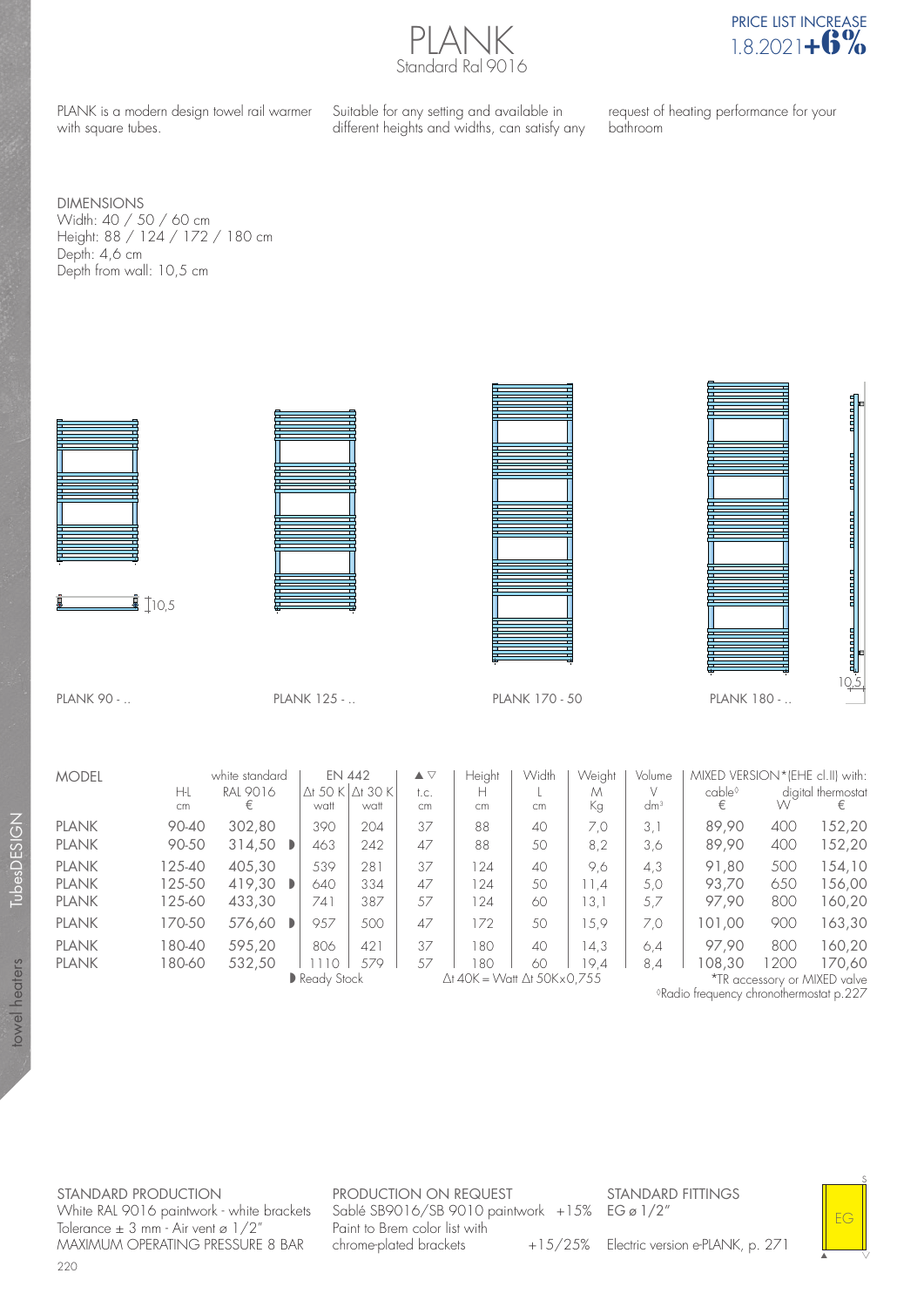# PLANK

Standard Ral 9016

PRICE LIST INCREASE 1.8.2021 **+6%**

PLANK is a modern design towel rail warmer with square tubes. Suitable for any setting and available in different heights and widths, can satisfy any request of heating performance for your bathroom

DIMENSIONS
Width: 40 / 50 / 60 cm
Height: 88 / 124 / 172 / 180 cm
Depth: 4,6 cm
Depth from wall: 10,5 cm

10,5

PLANK 90 - ..　　PLANK 125 - ..　　PLANK 170 - 50　　PLANK 180 - ..

10,5

| MODEL | H-L cm | white standard RAL 9016 € | | EN 442 Δt 50 K watt | EN 442 Δt 30 K watt | ▲▽ t.c. cm | Height H cm | Width L cm | Weight M Kg | Volume V dm³ | MIXED VERSION*(EHE cl.II) with: cable◊ € | digital thermostat W | digital thermostat € |
|---|---|---|---|---|---|---|---|---|---|---|---|---|---|
| PLANK | 90-40 | 302,80 | | 390 | 204 | 37 | 88 | 40 | 7,0 | 3,1 | 89,90 | 400 | 152,20 |
| PLANK | 90-50 | 314,50 | ◗ | 463 | 242 | 47 | 88 | 50 | 8,2 | 3,6 | 89,90 | 400 | 152,20 |
| PLANK | 125-40 | 405,30 | | 539 | 281 | 37 | 124 | 40 | 9,6 | 4,3 | 91,80 | 500 | 154,10 |
| PLANK | 125-50 | 419,30 | ◗ | 640 | 334 | 47 | 124 | 50 | 11,4 | 5,0 | 93,70 | 650 | 156,00 |
| PLANK | 125-60 | 433,30 | | 741 | 387 | 57 | 124 | 60 | 13,1 | 5,7 | 97,90 | 800 | 160,20 |
| PLANK | 170-50 | 576,60 | ◗ | 957 | 500 | 47 | 172 | 50 | 15,9 | 7,0 | 101,00 | 900 | 163,30 |
| PLANK | 180-40 | 595,20 | | 806 | 421 | 37 | 180 | 40 | 14,3 | 6,4 | 97,90 | 800 | 160,20 |
| PLANK | 180-60 | 532,50 | | 1110 | 579 | 57 | 180 | 60 | 19,4 | 8,4 | 108,30 | 1200 | 170,60 |

◗ Ready Stock

Δt 40K = Watt Δt 50K x 0,755

*TR accessory or MIXED valve

◊Radio frequency chronothermostat p.227

STANDARD PRODUCTION
White RAL 9016 paintwork - white brackets
Tolerance ± 3 mm - Air vent ø 1/2"
MAXIMUM OPERATING PRESSURE 8 BAR

PRODUCTION ON REQUEST
Sablé SB9016/SB 9010 paintwork +15%
Paint to Brem color list with chrome-plated brackets +15/25%

STANDARD FITTINGS
EG ø 1/2"

Electric version e-PLANK, p. 271

EG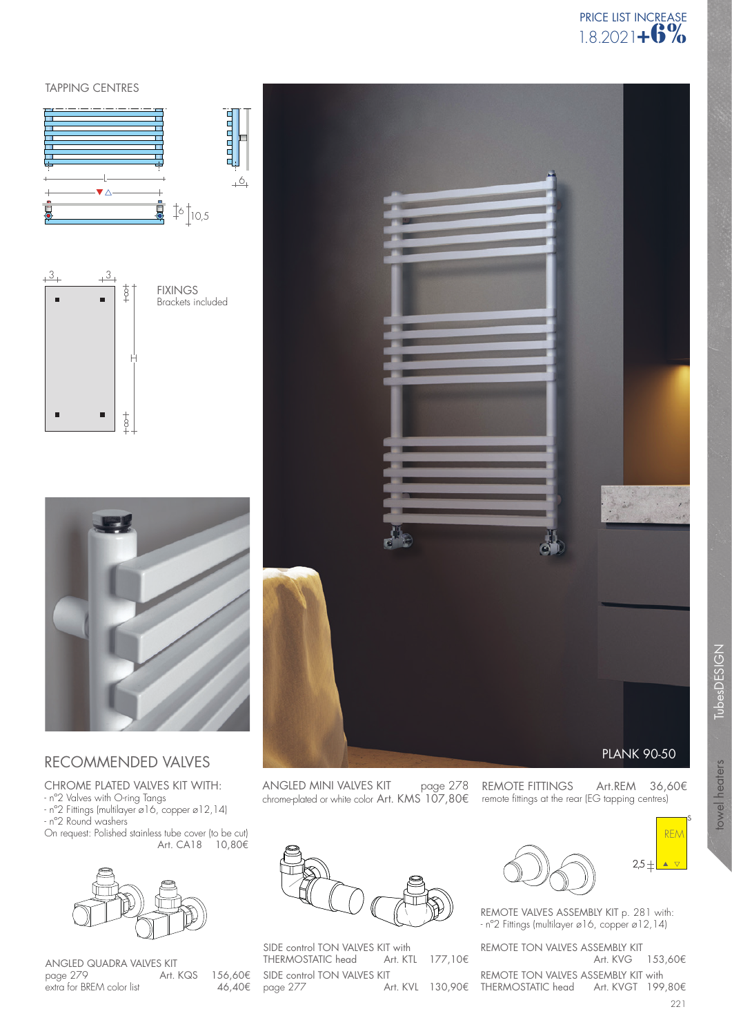PRICE LIST INCREASE
1.8.2021 **+6%**

TAPPING CENTRES

L

6

6

10,5

3

3

8

H

8

FIXINGS
Brackets included

PLANK 90-50

## RECOMMENDED VALVES

CHROME PLATED VALVES KIT WITH:
- n°2 Valves with O-ring Tangs
- n°2 Fittings (multilayer ø16, copper ø12,14)
- n°2 Round washers

On request: Polished stainless tube cover (to be cut)
Art. CA18 10,80€

ANGLED QUADRA VALVES KIT
page 279 Art. KQS 156,60€
extra for BREM color list 46,40€

ANGLED MINI VALVES KIT page 278
chrome-plated or white color Art. KMS 107,80€

SIDE control TON VALVES KIT with THERMOSTATIC head Art. KTL 177,10€

SIDE control TON VALVES KIT
page 277 Art. KVL 130,90€

REMOTE FITTINGS Art.REM 36,60€
remote fittings at the rear (EG tapping centres)

REM

2,5

REMOTE VALVES ASSEMBLY KIT p. 281 with:
- n°2 Fittings (multilayer ø16, copper ø12,14)

REMOTE TON VALVES ASSEMBLY KIT
Art. KVG 153,60€

REMOTE TON VALVES ASSEMBLY KIT with THERMOSTATIC head Art. KVGT 199,80€